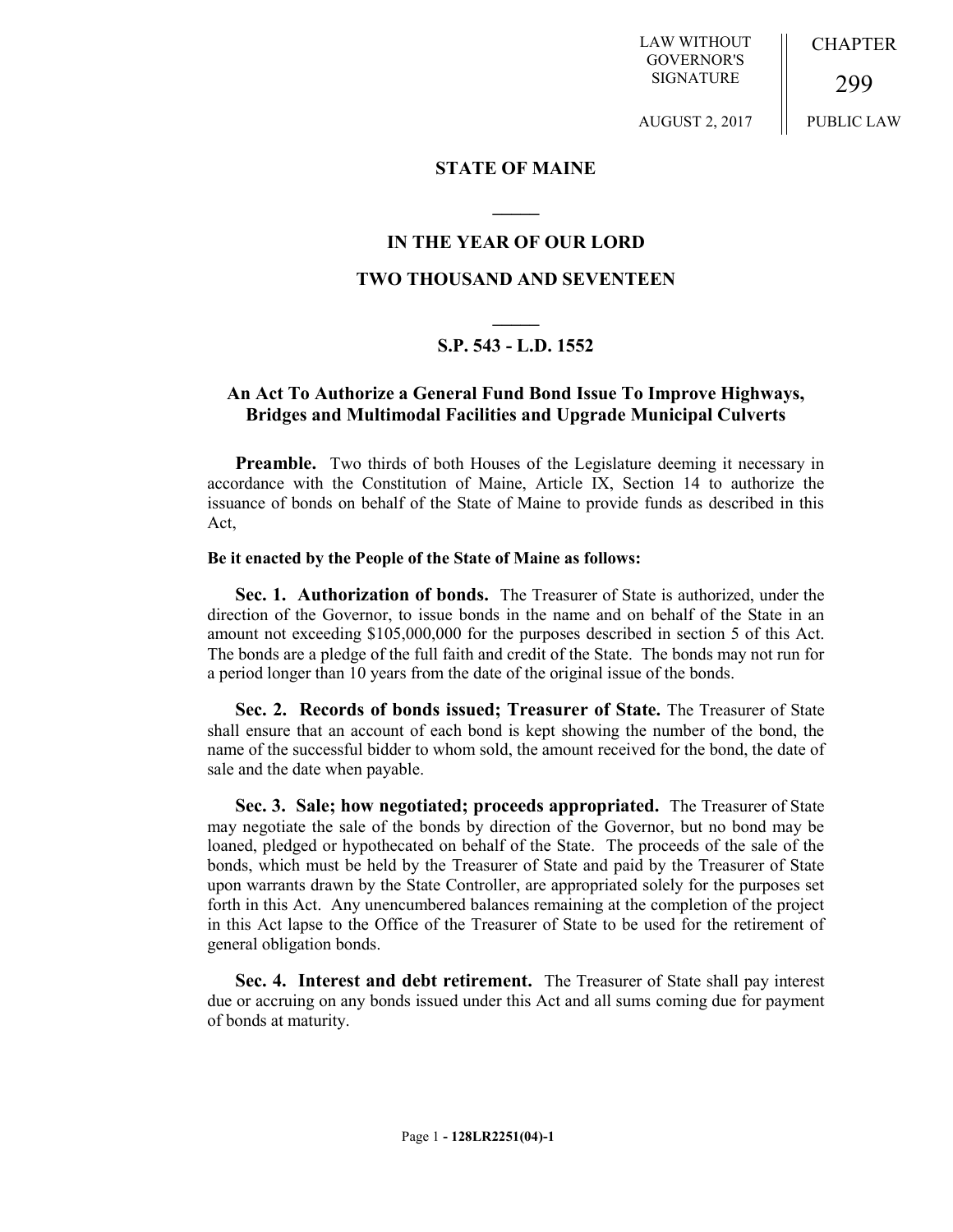LAW WITHOUT GOVERNOR'S SIGNATURE

AUGUST 2, 2017

CHAPTER

299

PUBLIC LAW

**STATE OF MAINE**

**IN THE YEAR OF OUR LORD**

**TWO THOUSAND AND SEVENTEEN**

**S.P. 543 - L.D. 1552**

## An Act To Authorize a General Fund Bond Issue To Improve Highways, Bridges and Multimodal Facilities and Upgrade Municipal Culverts

**Preamble.** Two thirds of both Houses of the Legislature deeming it necessary in accordance with the Constitution of Maine, Article IX, Section 14 to authorize the issuance of bonds on behalf of the State of Maine to provide funds as described in this Act,

**Be it enacted by the People of the State of Maine as follows:**

**Sec. 1. Authorization of bonds.** The Treasurer of State is authorized, under the direction of the Governor, to issue bonds in the name and on behalf of the State in an amount not exceeding $105,000,000 for the purposes described in section 5 of this Act. The bonds are a pledge of the full faith and credit of the State. The bonds may not run for a period longer than 10 years from the date of the original issue of the bonds.

**Sec. 2. Records of bonds issued; Treasurer of State.** The Treasurer of State shall ensure that an account of each bond is kept showing the number of the bond, the name of the successful bidder to whom sold, the amount received for the bond, the date of sale and the date when payable.

**Sec. 3. Sale; how negotiated; proceeds appropriated.** The Treasurer of State may negotiate the sale of the bonds by direction of the Governor, but no bond may be loaned, pledged or hypothecated on behalf of the State. The proceeds of the sale of the bonds, which must be held by the Treasurer of State and paid by the Treasurer of State upon warrants drawn by the State Controller, are appropriated solely for the purposes set forth in this Act. Any unencumbered balances remaining at the completion of the project in this Act lapse to the Office of the Treasurer of State to be used for the retirement of general obligation bonds.

**Sec. 4. Interest and debt retirement.** The Treasurer of State shall pay interest due or accruing on any bonds issued under this Act and all sums coming due for payment of bonds at maturity.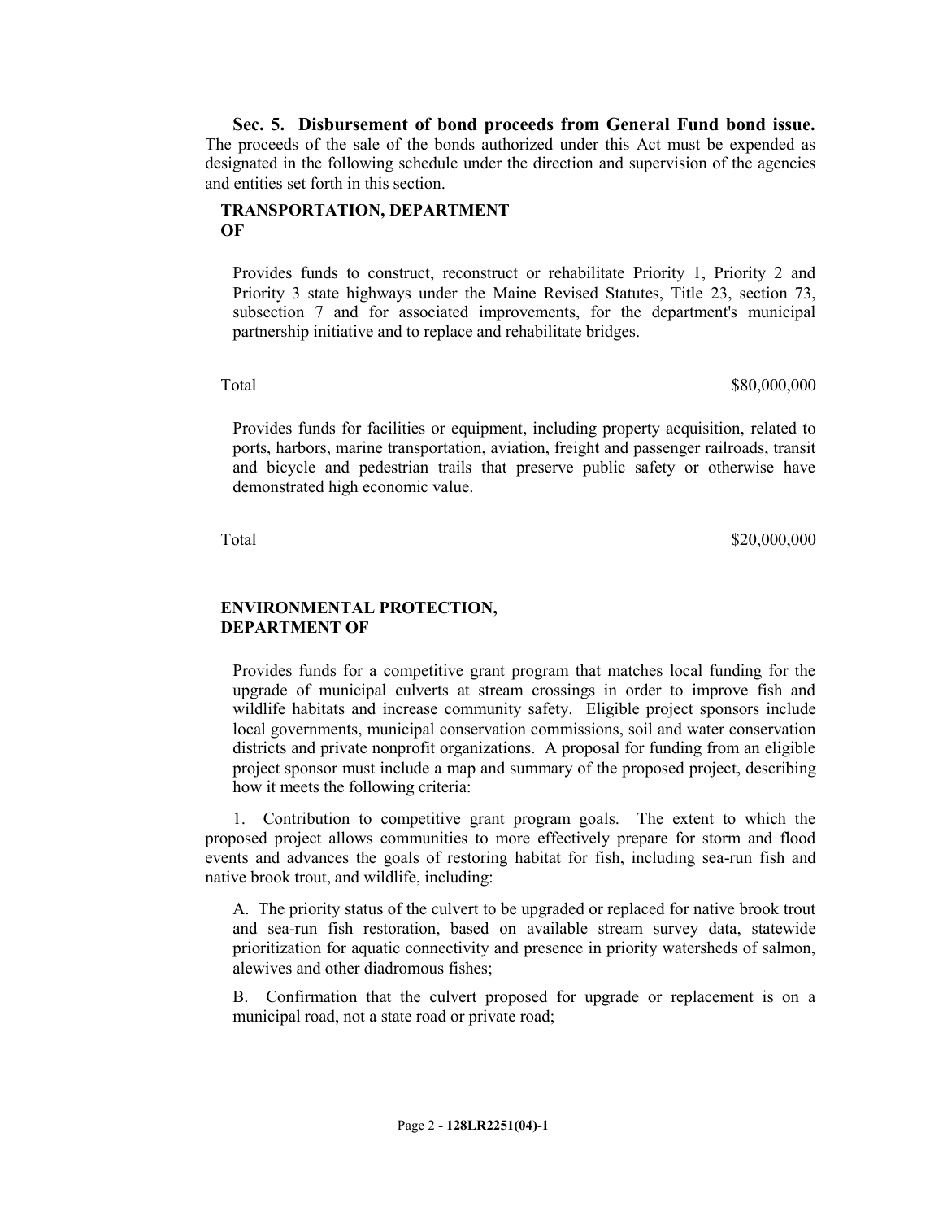**Sec. 5. Disbursement of bond proceeds from General Fund bond issue.** The proceeds of the sale of the bonds authorized under this Act must be expended as designated in the following schedule under the direction and supervision of the agencies and entities set forth in this section.

**TRANSPORTATION, DEPARTMENT OF**

Provides funds to construct, reconstruct or rehabilitate Priority 1, Priority 2 and Priority 3 state highways under the Maine Revised Statutes, Title 23, section 73, subsection 7 and for associated improvements, for the department's municipal partnership initiative and to replace and rehabilitate bridges.

| Total | $80,000,000 |
|---|---|

Provides funds for facilities or equipment, including property acquisition, related to ports, harbors, marine transportation, aviation, freight and passenger railroads, transit and bicycle and pedestrian trails that preserve public safety or otherwise have demonstrated high economic value.

| Total | $20,000,000 |
|---|---|

**ENVIRONMENTAL PROTECTION, DEPARTMENT OF**

Provides funds for a competitive grant program that matches local funding for the upgrade of municipal culverts at stream crossings in order to improve fish and wildlife habitats and increase community safety. Eligible project sponsors include local governments, municipal conservation commissions, soil and water conservation districts and private nonprofit organizations. A proposal for funding from an eligible project sponsor must include a map and summary of the proposed project, describing how it meets the following criteria:

1. Contribution to competitive grant program goals. The extent to which the proposed project allows communities to more effectively prepare for storm and flood events and advances the goals of restoring habitat for fish, including sea-run fish and native brook trout, and wildlife, including:

A. The priority status of the culvert to be upgraded or replaced for native brook trout and sea-run fish restoration, based on available stream survey data, statewide prioritization for aquatic connectivity and presence in priority watersheds of salmon, alewives and other diadromous fishes;

B. Confirmation that the culvert proposed for upgrade or replacement is on a municipal road, not a state road or private road;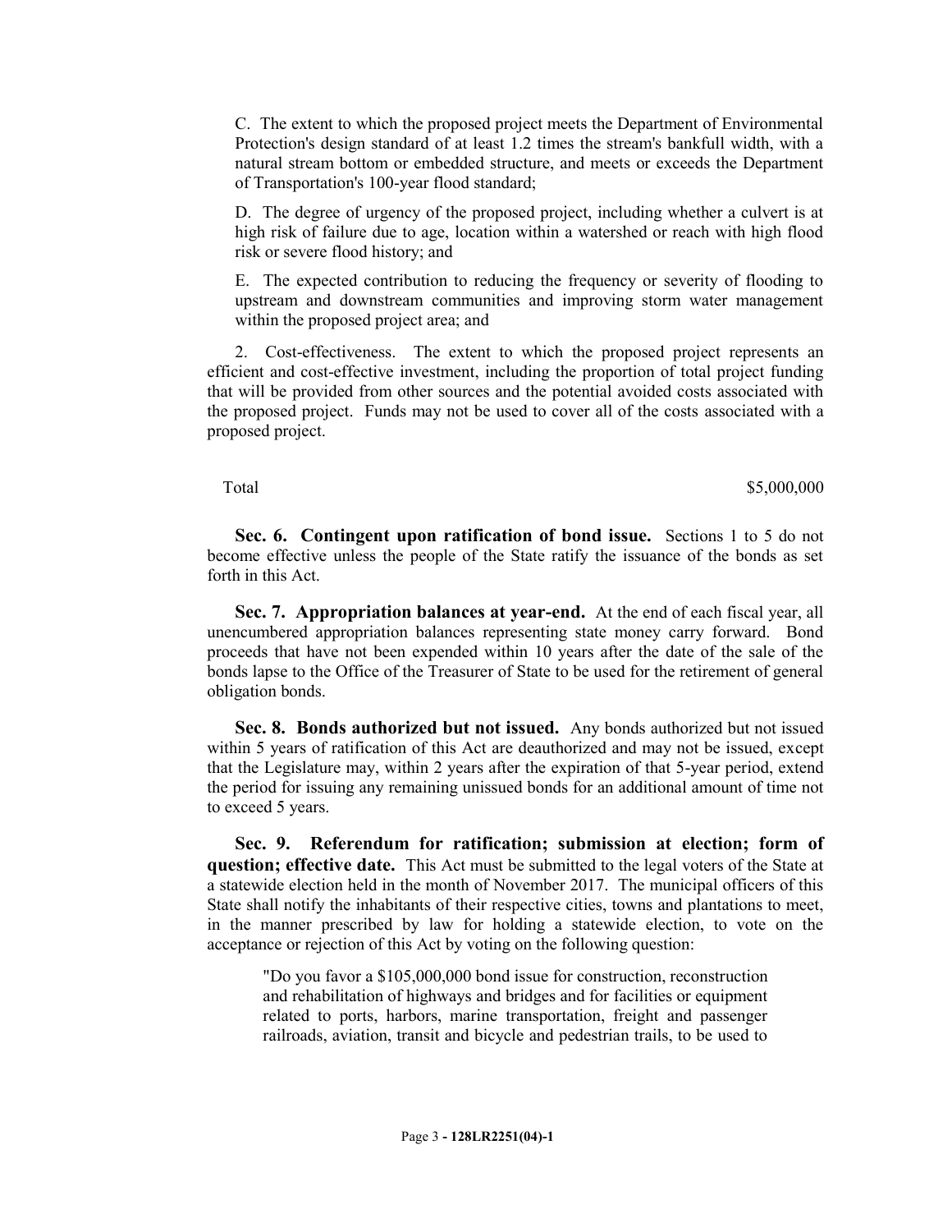C. The extent to which the proposed project meets the Department of Environmental Protection's design standard of at least 1.2 times the stream's bankfull width, with a natural stream bottom or embedded structure, and meets or exceeds the Department of Transportation's 100-year flood standard;

D. The degree of urgency of the proposed project, including whether a culvert is at high risk of failure due to age, location within a watershed or reach with high flood risk or severe flood history; and

E. The expected contribution to reducing the frequency or severity of flooding to upstream and downstream communities and improving storm water management within the proposed project area; and

2. Cost-effectiveness. The extent to which the proposed project represents an efficient and cost-effective investment, including the proportion of total project funding that will be provided from other sources and the potential avoided costs associated with the proposed project. Funds may not be used to cover all of the costs associated with a proposed project.

| Total | $5,000,000 |
|---|---|

**Sec. 6. Contingent upon ratification of bond issue.** Sections 1 to 5 do not become effective unless the people of the State ratify the issuance of the bonds as set forth in this Act.

**Sec. 7. Appropriation balances at year-end.** At the end of each fiscal year, all unencumbered appropriation balances representing state money carry forward. Bond proceeds that have not been expended within 10 years after the date of the sale of the bonds lapse to the Office of the Treasurer of State to be used for the retirement of general obligation bonds.

**Sec. 8. Bonds authorized but not issued.** Any bonds authorized but not issued within 5 years of ratification of this Act are deauthorized and may not be issued, except that the Legislature may, within 2 years after the expiration of that 5-year period, extend the period for issuing any remaining unissued bonds for an additional amount of time not to exceed 5 years.

**Sec. 9. Referendum for ratification; submission at election; form of question; effective date.** This Act must be submitted to the legal voters of the State at a statewide election held in the month of November 2017. The municipal officers of this State shall notify the inhabitants of their respective cities, towns and plantations to meet, in the manner prescribed by law for holding a statewide election, to vote on the acceptance or rejection of this Act by voting on the following question:

> "Do you favor a $105,000,000 bond issue for construction, reconstruction and rehabilitation of highways and bridges and for facilities or equipment related to ports, harbors, marine transportation, freight and passenger railroads, aviation, transit and bicycle and pedestrian trails, to be used to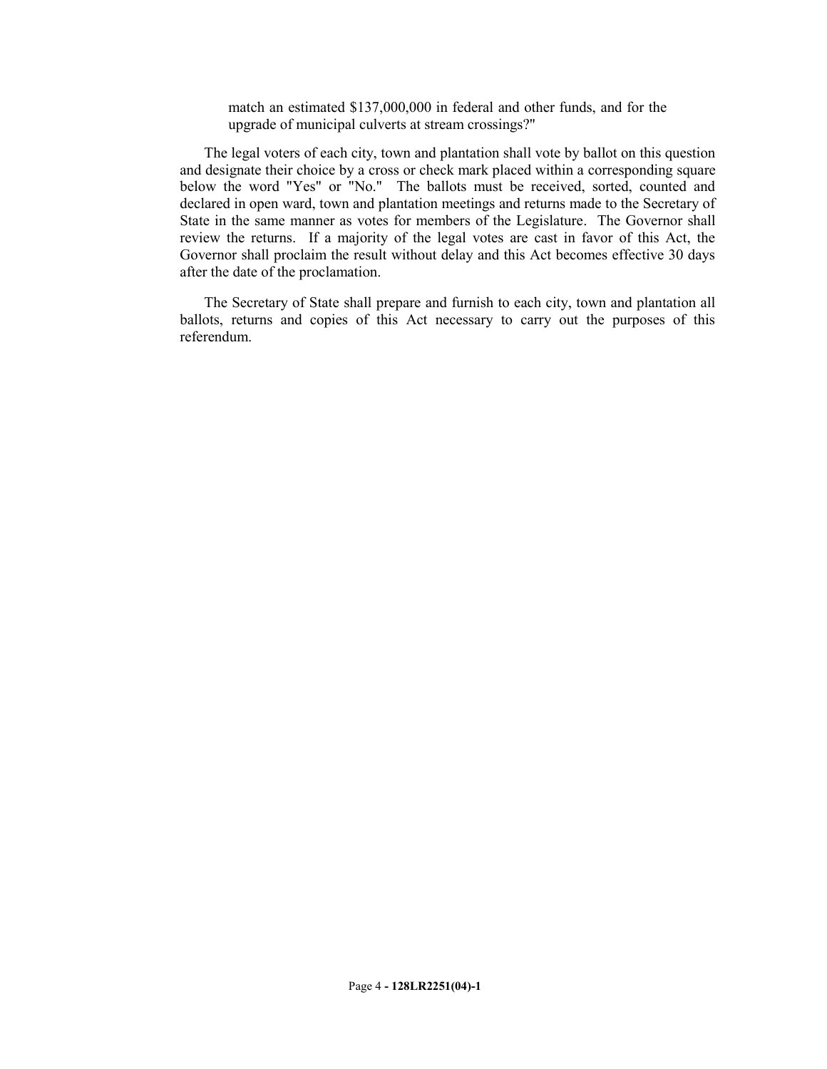match an estimated $137,000,000 in federal and other funds, and for the upgrade of municipal culverts at stream crossings?"

The legal voters of each city, town and plantation shall vote by ballot on this question and designate their choice by a cross or check mark placed within a corresponding square below the word "Yes" or "No." The ballots must be received, sorted, counted and declared in open ward, town and plantation meetings and returns made to the Secretary of State in the same manner as votes for members of the Legislature. The Governor shall review the returns. If a majority of the legal votes are cast in favor of this Act, the Governor shall proclaim the result without delay and this Act becomes effective 30 days after the date of the proclamation.

The Secretary of State shall prepare and furnish to each city, town and plantation all ballots, returns and copies of this Act necessary to carry out the purposes of this referendum.